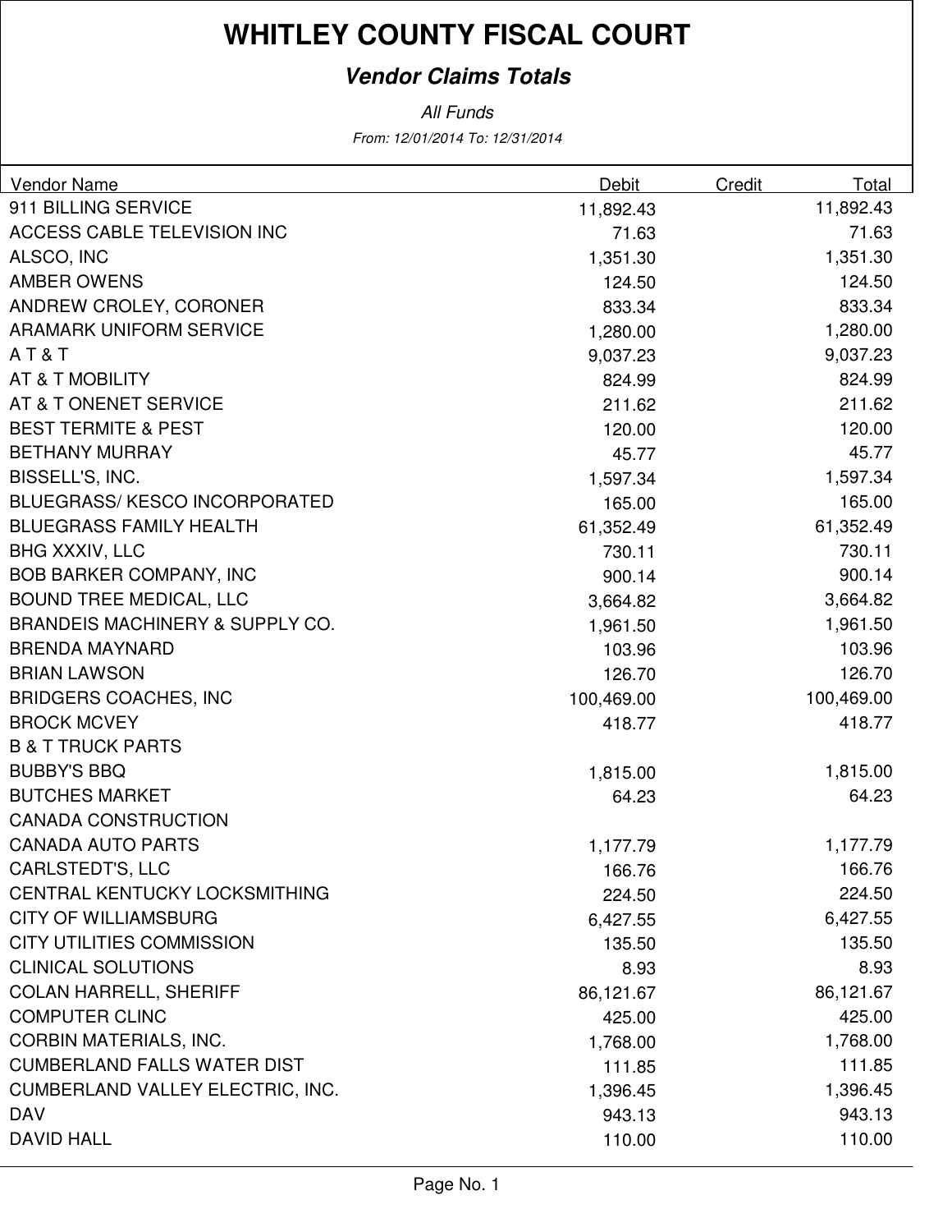# WHITLEY COUNTY FISCAL COURT

## *Vendor Claims Totals*

*All Funds*

*From: 12/01/2014 To: 12/31/2014*

| Vendor Name | Debit | Credit | Total |
|---|---|---|---|
| 911 BILLING SERVICE | 11,892.43 | | 11,892.43 |
| ACCESS CABLE TELEVISION INC | 71.63 | | 71.63 |
| ALSCO, INC | 1,351.30 | | 1,351.30 |
| AMBER OWENS | 124.50 | | 124.50 |
| ANDREW CROLEY, CORONER | 833.34 | | 833.34 |
| ARAMARK UNIFORM SERVICE | 1,280.00 | | 1,280.00 |
| A T & T | 9,037.23 | | 9,037.23 |
| AT & T MOBILITY | 824.99 | | 824.99 |
| AT & T ONENET SERVICE | 211.62 | | 211.62 |
| BEST TERMITE & PEST | 120.00 | | 120.00 |
| BETHANY MURRAY | 45.77 | | 45.77 |
| BISSELL'S, INC. | 1,597.34 | | 1,597.34 |
| BLUEGRASS/ KESCO INCORPORATED | 165.00 | | 165.00 |
| BLUEGRASS FAMILY HEALTH | 61,352.49 | | 61,352.49 |
| BHG XXXIV, LLC | 730.11 | | 730.11 |
| BOB BARKER COMPANY, INC | 900.14 | | 900.14 |
| BOUND TREE MEDICAL, LLC | 3,664.82 | | 3,664.82 |
| BRANDEIS MACHINERY & SUPPLY CO. | 1,961.50 | | 1,961.50 |
| BRENDA MAYNARD | 103.96 | | 103.96 |
| BRIAN LAWSON | 126.70 | | 126.70 |
| BRIDGERS COACHES, INC | 100,469.00 | | 100,469.00 |
| BROCK MCVEY | 418.77 | | 418.77 |
| B & T TRUCK PARTS | | | |
| BUBBY'S BBQ | 1,815.00 | | 1,815.00 |
| BUTCHES MARKET | 64.23 | | 64.23 |
| CANADA CONSTRUCTION | | | |
| CANADA AUTO PARTS | 1,177.79 | | 1,177.79 |
| CARLSTEDT'S, LLC | 166.76 | | 166.76 |
| CENTRAL KENTUCKY LOCKSMITHING | 224.50 | | 224.50 |
| CITY OF WILLIAMSBURG | 6,427.55 | | 6,427.55 |
| CITY UTILITIES COMMISSION | 135.50 | | 135.50 |
| CLINICAL SOLUTIONS | 8.93 | | 8.93 |
| COLAN HARRELL, SHERIFF | 86,121.67 | | 86,121.67 |
| COMPUTER CLINC | 425.00 | | 425.00 |
| CORBIN MATERIALS, INC. | 1,768.00 | | 1,768.00 |
| CUMBERLAND FALLS WATER DIST | 111.85 | | 111.85 |
| CUMBERLAND VALLEY ELECTRIC, INC. | 1,396.45 | | 1,396.45 |
| DAV | 943.13 | | 943.13 |
| DAVID HALL | 110.00 | | 110.00 |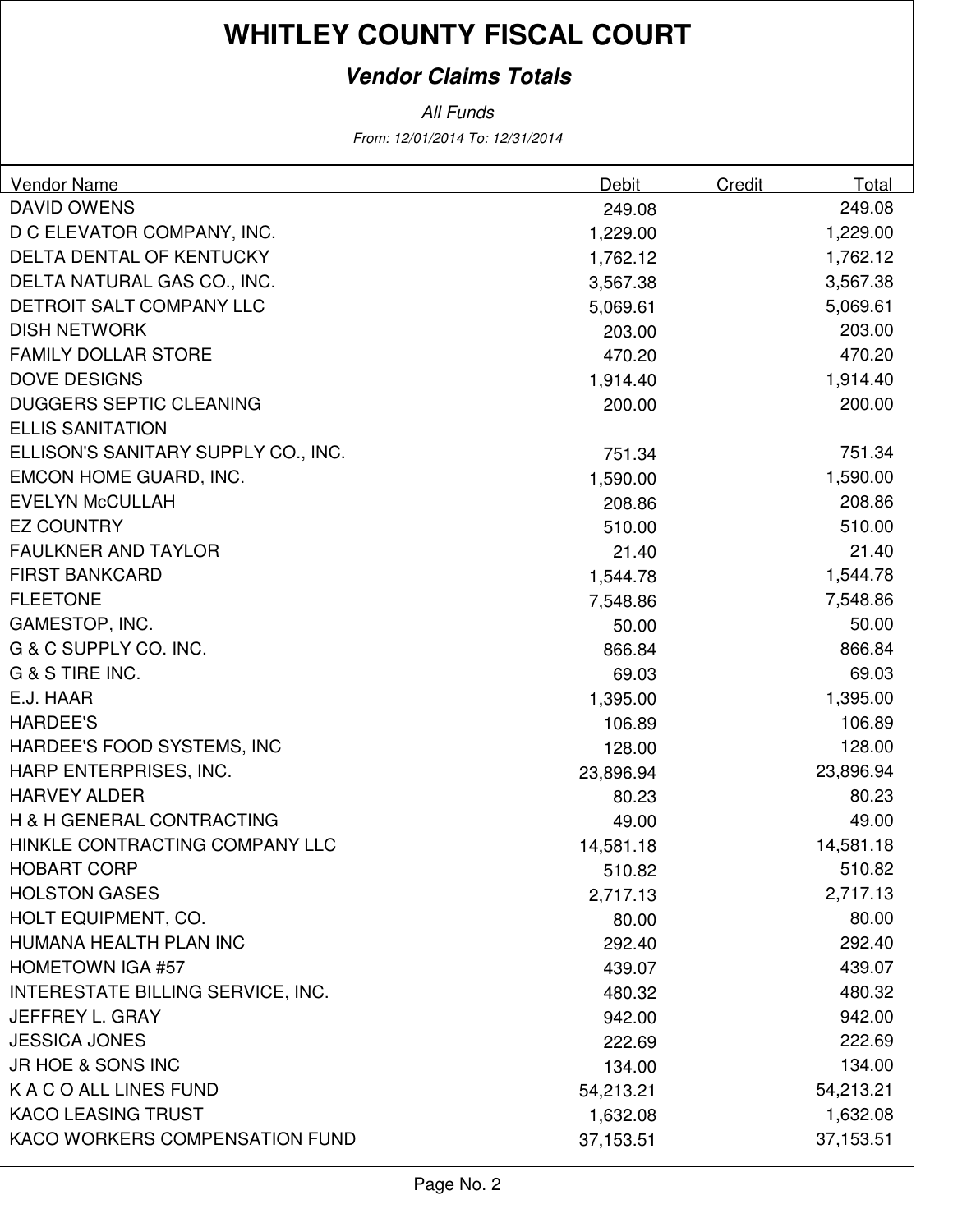# WHITLEY COUNTY FISCAL COURT

## *Vendor Claims Totals*

*All Funds*

*From: 12/01/2014 To: 12/31/2014*

| Vendor Name | Debit | Credit | Total |
|---|---|---|---|
| DAVID OWENS | 249.08 | | 249.08 |
| D C ELEVATOR COMPANY, INC. | 1,229.00 | | 1,229.00 |
| DELTA DENTAL OF KENTUCKY | 1,762.12 | | 1,762.12 |
| DELTA NATURAL GAS CO., INC. | 3,567.38 | | 3,567.38 |
| DETROIT SALT COMPANY LLC | 5,069.61 | | 5,069.61 |
| DISH NETWORK | 203.00 | | 203.00 |
| FAMILY DOLLAR STORE | 470.20 | | 470.20 |
| DOVE DESIGNS | 1,914.40 | | 1,914.40 |
| DUGGERS SEPTIC CLEANING | 200.00 | | 200.00 |
| ELLIS SANITATION | | | |
| ELLISON'S SANITARY SUPPLY CO., INC. | 751.34 | | 751.34 |
| EMCON HOME GUARD, INC. | 1,590.00 | | 1,590.00 |
| EVELYN McCULLAH | 208.86 | | 208.86 |
| EZ COUNTRY | 510.00 | | 510.00 |
| FAULKNER AND TAYLOR | 21.40 | | 21.40 |
| FIRST BANKCARD | 1,544.78 | | 1,544.78 |
| FLEETONE | 7,548.86 | | 7,548.86 |
| GAMESTOP, INC. | 50.00 | | 50.00 |
| G & C SUPPLY CO. INC. | 866.84 | | 866.84 |
| G & S TIRE INC. | 69.03 | | 69.03 |
| E.J. HAAR | 1,395.00 | | 1,395.00 |
| HARDEE'S | 106.89 | | 106.89 |
| HARDEE'S FOOD SYSTEMS, INC | 128.00 | | 128.00 |
| HARP ENTERPRISES, INC. | 23,896.94 | | 23,896.94 |
| HARVEY ALDER | 80.23 | | 80.23 |
| H & H GENERAL CONTRACTING | 49.00 | | 49.00 |
| HINKLE CONTRACTING COMPANY LLC | 14,581.18 | | 14,581.18 |
| HOBART CORP | 510.82 | | 510.82 |
| HOLSTON GASES | 2,717.13 | | 2,717.13 |
| HOLT EQUIPMENT, CO. | 80.00 | | 80.00 |
| HUMANA HEALTH PLAN INC | 292.40 | | 292.40 |
| HOMETOWN IGA #57 | 439.07 | | 439.07 |
| INTERESTATE BILLING SERVICE, INC. | 480.32 | | 480.32 |
| JEFFREY L. GRAY | 942.00 | | 942.00 |
| JESSICA JONES | 222.69 | | 222.69 |
| JR HOE & SONS INC | 134.00 | | 134.00 |
| K A C O ALL LINES FUND | 54,213.21 | | 54,213.21 |
| KACO LEASING TRUST | 1,632.08 | | 1,632.08 |
| KACO WORKERS COMPENSATION FUND | 37,153.51 | | 37,153.51 |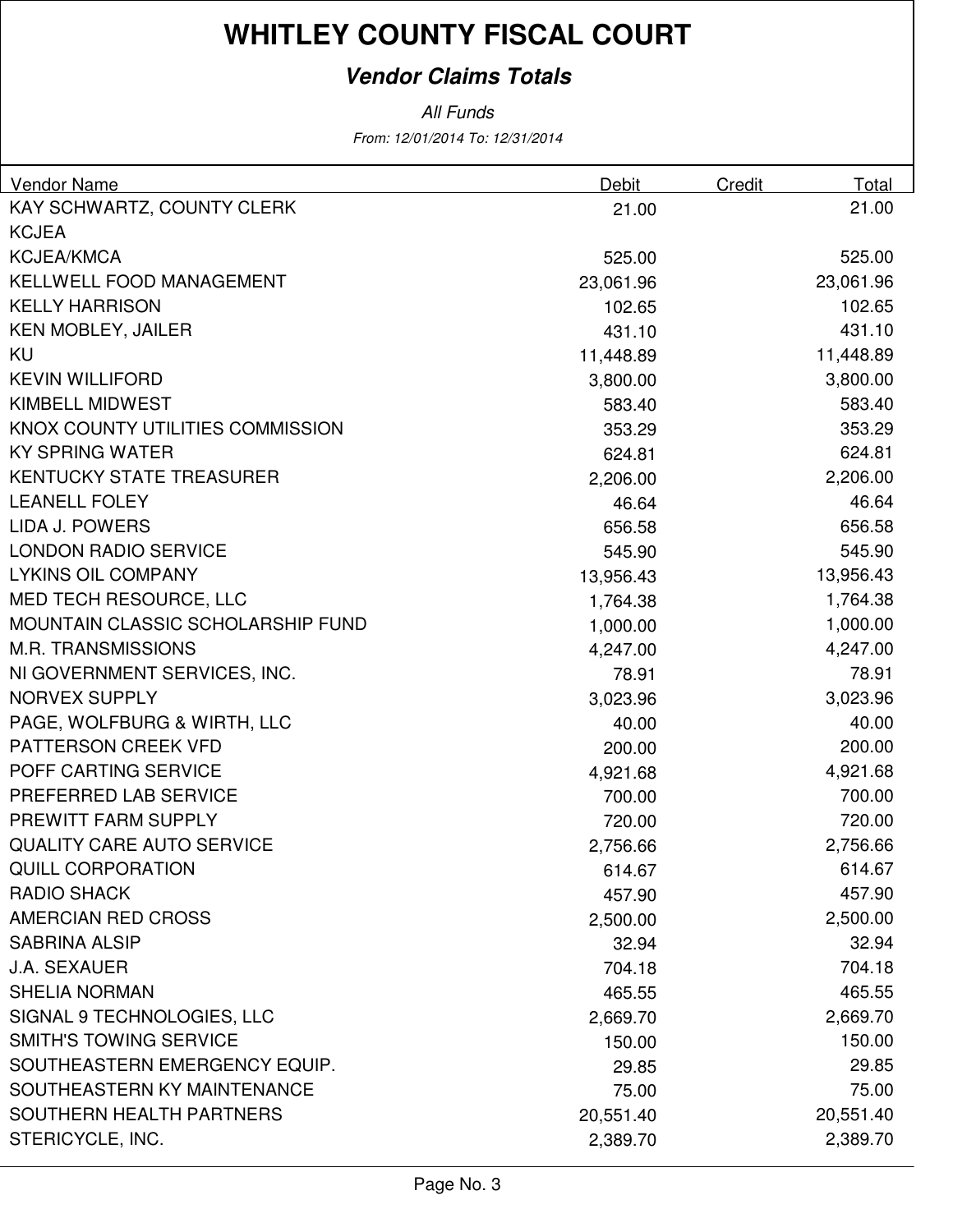# WHITLEY COUNTY FISCAL COURT

## *Vendor Claims Totals*

*All Funds*

*From: 12/01/2014 To: 12/31/2014*

| Vendor Name | Debit | Credit | Total |
|---|---|---|---|
| KAY SCHWARTZ, COUNTY CLERK | 21.00 | | 21.00 |
| KCJEA | | | |
| KCJEA/KMCA | 525.00 | | 525.00 |
| KELLWELL FOOD MANAGEMENT | 23,061.96 | | 23,061.96 |
| KELLY HARRISON | 102.65 | | 102.65 |
| KEN MOBLEY, JAILER | 431.10 | | 431.10 |
| KU | 11,448.89 | | 11,448.89 |
| KEVIN WILLIFORD | 3,800.00 | | 3,800.00 |
| KIMBELL MIDWEST | 583.40 | | 583.40 |
| KNOX COUNTY UTILITIES COMMISSION | 353.29 | | 353.29 |
| KY SPRING WATER | 624.81 | | 624.81 |
| KENTUCKY STATE TREASURER | 2,206.00 | | 2,206.00 |
| LEANELL FOLEY | 46.64 | | 46.64 |
| LIDA J. POWERS | 656.58 | | 656.58 |
| LONDON RADIO SERVICE | 545.90 | | 545.90 |
| LYKINS OIL COMPANY | 13,956.43 | | 13,956.43 |
| MED TECH RESOURCE, LLC | 1,764.38 | | 1,764.38 |
| MOUNTAIN CLASSIC SCHOLARSHIP FUND | 1,000.00 | | 1,000.00 |
| M.R. TRANSMISSIONS | 4,247.00 | | 4,247.00 |
| NI GOVERNMENT SERVICES, INC. | 78.91 | | 78.91 |
| NORVEX SUPPLY | 3,023.96 | | 3,023.96 |
| PAGE, WOLFBURG & WIRTH, LLC | 40.00 | | 40.00 |
| PATTERSON CREEK VFD | 200.00 | | 200.00 |
| POFF CARTING SERVICE | 4,921.68 | | 4,921.68 |
| PREFERRED LAB SERVICE | 700.00 | | 700.00 |
| PREWITT FARM SUPPLY | 720.00 | | 720.00 |
| QUALITY CARE AUTO SERVICE | 2,756.66 | | 2,756.66 |
| QUILL CORPORATION | 614.67 | | 614.67 |
| RADIO SHACK | 457.90 | | 457.90 |
| AMERCIAN RED CROSS | 2,500.00 | | 2,500.00 |
| SABRINA ALSIP | 32.94 | | 32.94 |
| J.A. SEXAUER | 704.18 | | 704.18 |
| SHELIA NORMAN | 465.55 | | 465.55 |
| SIGNAL 9 TECHNOLOGIES, LLC | 2,669.70 | | 2,669.70 |
| SMITH'S TOWING SERVICE | 150.00 | | 150.00 |
| SOUTHEASTERN EMERGENCY EQUIP. | 29.85 | | 29.85 |
| SOUTHEASTERN KY MAINTENANCE | 75.00 | | 75.00 |
| SOUTHERN HEALTH PARTNERS | 20,551.40 | | 20,551.40 |
| STERICYCLE, INC. | 2,389.70 | | 2,389.70 |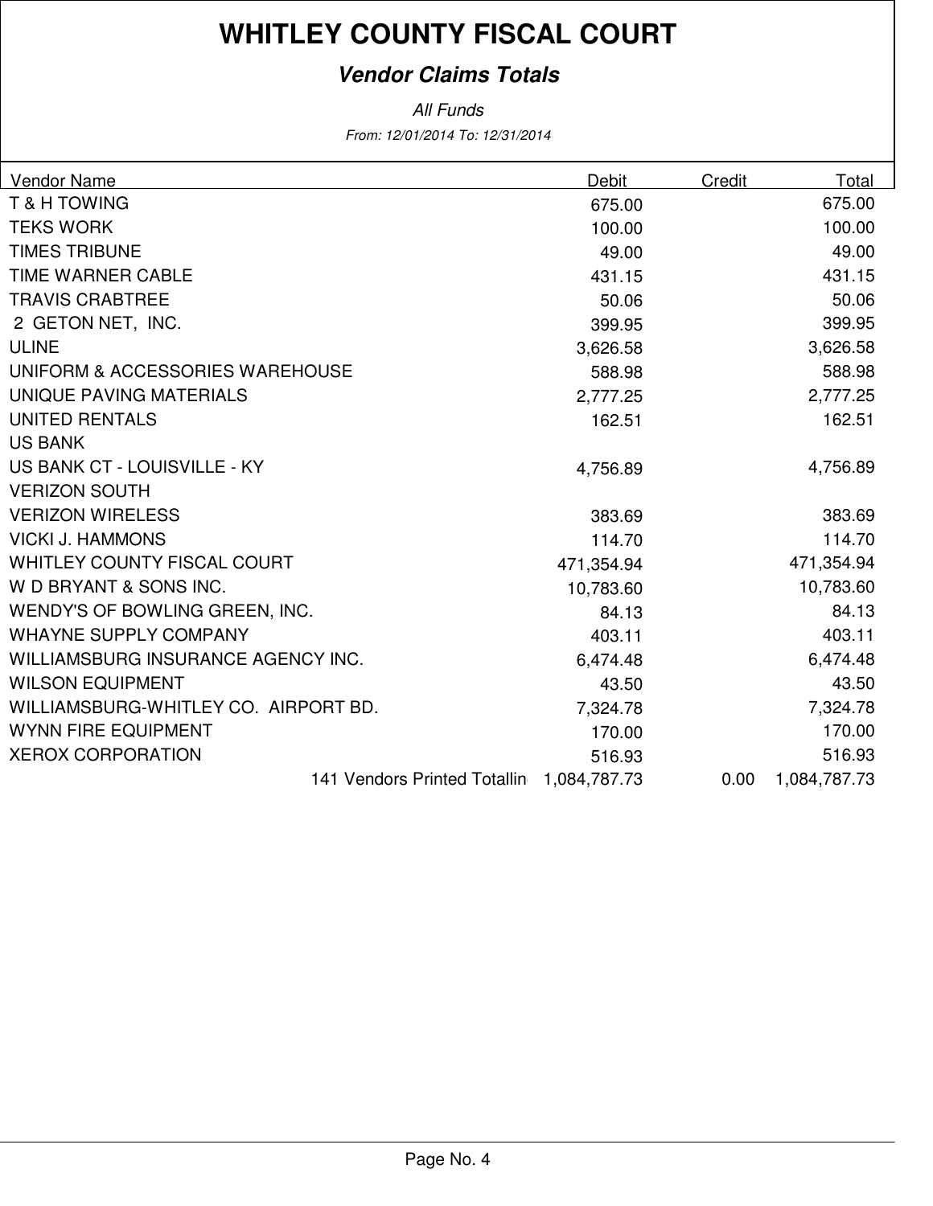# WHITLEY COUNTY FISCAL COURT

## *Vendor Claims Totals*

*All Funds*

*From: 12/01/2014 To: 12/31/2014*

| Vendor Name | Debit | Credit | Total |
|---|---|---|---|
| T & H TOWING | 675.00 | | 675.00 |
| TEKS WORK | 100.00 | | 100.00 |
| TIMES TRIBUNE | 49.00 | | 49.00 |
| TIME WARNER CABLE | 431.15 | | 431.15 |
| TRAVIS CRABTREE | 50.06 | | 50.06 |
| 2 GETON NET, INC. | 399.95 | | 399.95 |
| ULINE | 3,626.58 | | 3,626.58 |
| UNIFORM & ACCESSORIES WAREHOUSE | 588.98 | | 588.98 |
| UNIQUE PAVING MATERIALS | 2,777.25 | | 2,777.25 |
| UNITED RENTALS | 162.51 | | 162.51 |
| US BANK | | | |
| US BANK CT - LOUISVILLE - KY | 4,756.89 | | 4,756.89 |
| VERIZON SOUTH | | | |
| VERIZON WIRELESS | 383.69 | | 383.69 |
| VICKI J. HAMMONS | 114.70 | | 114.70 |
| WHITLEY COUNTY FISCAL COURT | 471,354.94 | | 471,354.94 |
| W D BRYANT & SONS INC. | 10,783.60 | | 10,783.60 |
| WENDY'S OF BOWLING GREEN, INC. | 84.13 | | 84.13 |
| WHAYNE SUPPLY COMPANY | 403.11 | | 403.11 |
| WILLIAMSBURG INSURANCE AGENCY INC. | 6,474.48 | | 6,474.48 |
| WILSON EQUIPMENT | 43.50 | | 43.50 |
| WILLIAMSBURG-WHITLEY CO. AIRPORT BD. | 7,324.78 | | 7,324.78 |
| WYNN FIRE EQUIPMENT | 170.00 | | 170.00 |
| XEROX CORPORATION | 516.93 | | 516.93 |
| 141 Vendors Printed Totallin | 1,084,787.73 | 0.00 | 1,084,787.73 |